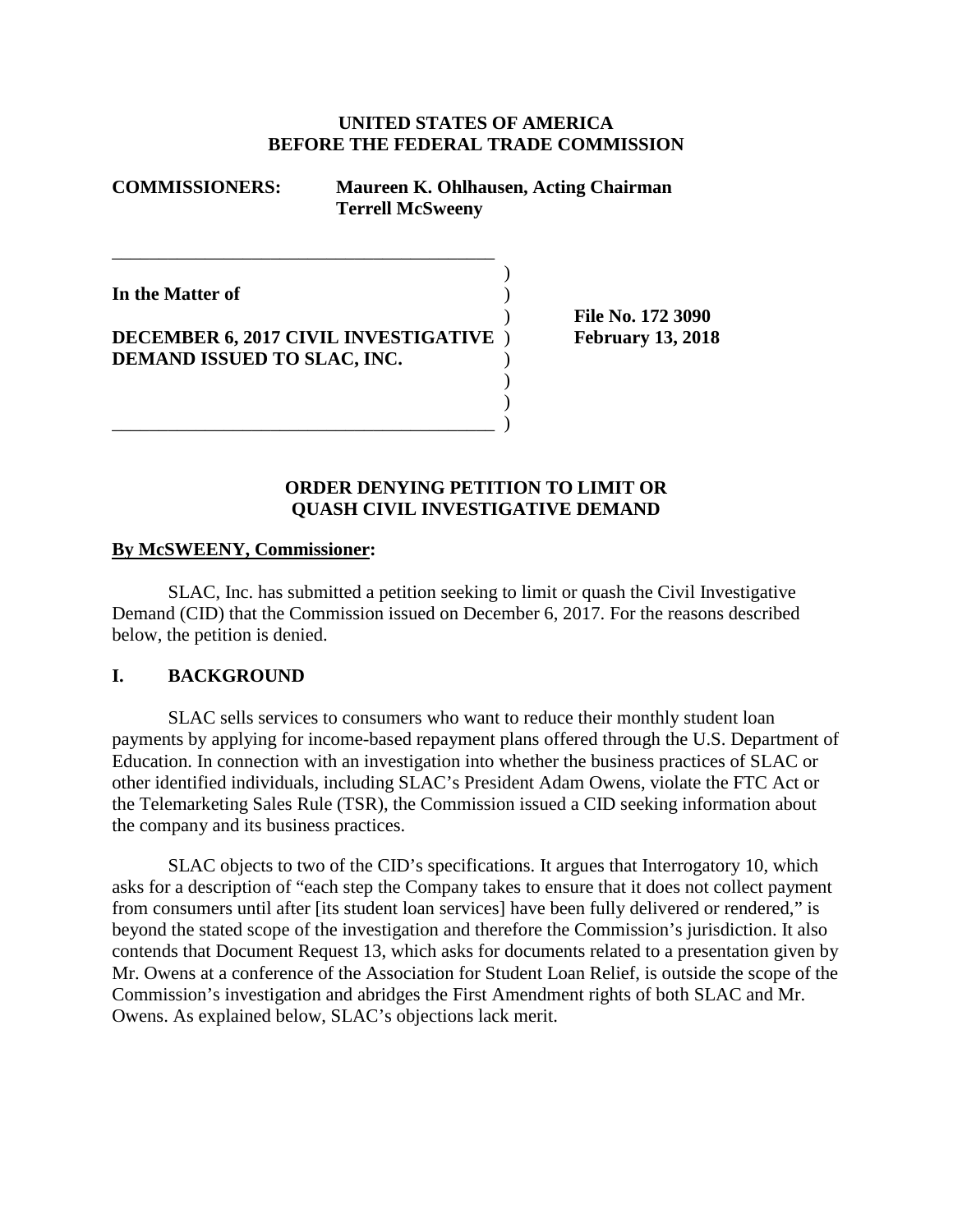**UNITED STATES OF AMERICA**
**BEFORE THE FEDERAL TRADE COMMISSION**

**COMMISSIONERS:** **Maureen K. Ohlhausen, Acting Chairman**
**Terrell McSweeny**

**In the Matter of**

**DECEMBER 6, 2017 CIVIL INVESTIGATIVE DEMAND ISSUED TO SLAC, INC.**

**File No. 172 3090**
**February 13, 2018**

## ORDER DENYING PETITION TO LIMIT OR QUASH CIVIL INVESTIGATIVE DEMAND

**By McSWEENY, Commissioner:**

SLAC, Inc. has submitted a petition seeking to limit or quash the Civil Investigative Demand (CID) that the Commission issued on December 6, 2017. For the reasons described below, the petition is denied.

## I. BACKGROUND

SLAC sells services to consumers who want to reduce their monthly student loan payments by applying for income-based repayment plans offered through the U.S. Department of Education. In connection with an investigation into whether the business practices of SLAC or other identified individuals, including SLAC's President Adam Owens, violate the FTC Act or the Telemarketing Sales Rule (TSR), the Commission issued a CID seeking information about the company and its business practices.

SLAC objects to two of the CID's specifications. It argues that Interrogatory 10, which asks for a description of "each step the Company takes to ensure that it does not collect payment from consumers until after [its student loan services] have been fully delivered or rendered," is beyond the stated scope of the investigation and therefore the Commission's jurisdiction. It also contends that Document Request 13, which asks for documents related to a presentation given by Mr. Owens at a conference of the Association for Student Loan Relief, is outside the scope of the Commission's investigation and abridges the First Amendment rights of both SLAC and Mr. Owens. As explained below, SLAC's objections lack merit.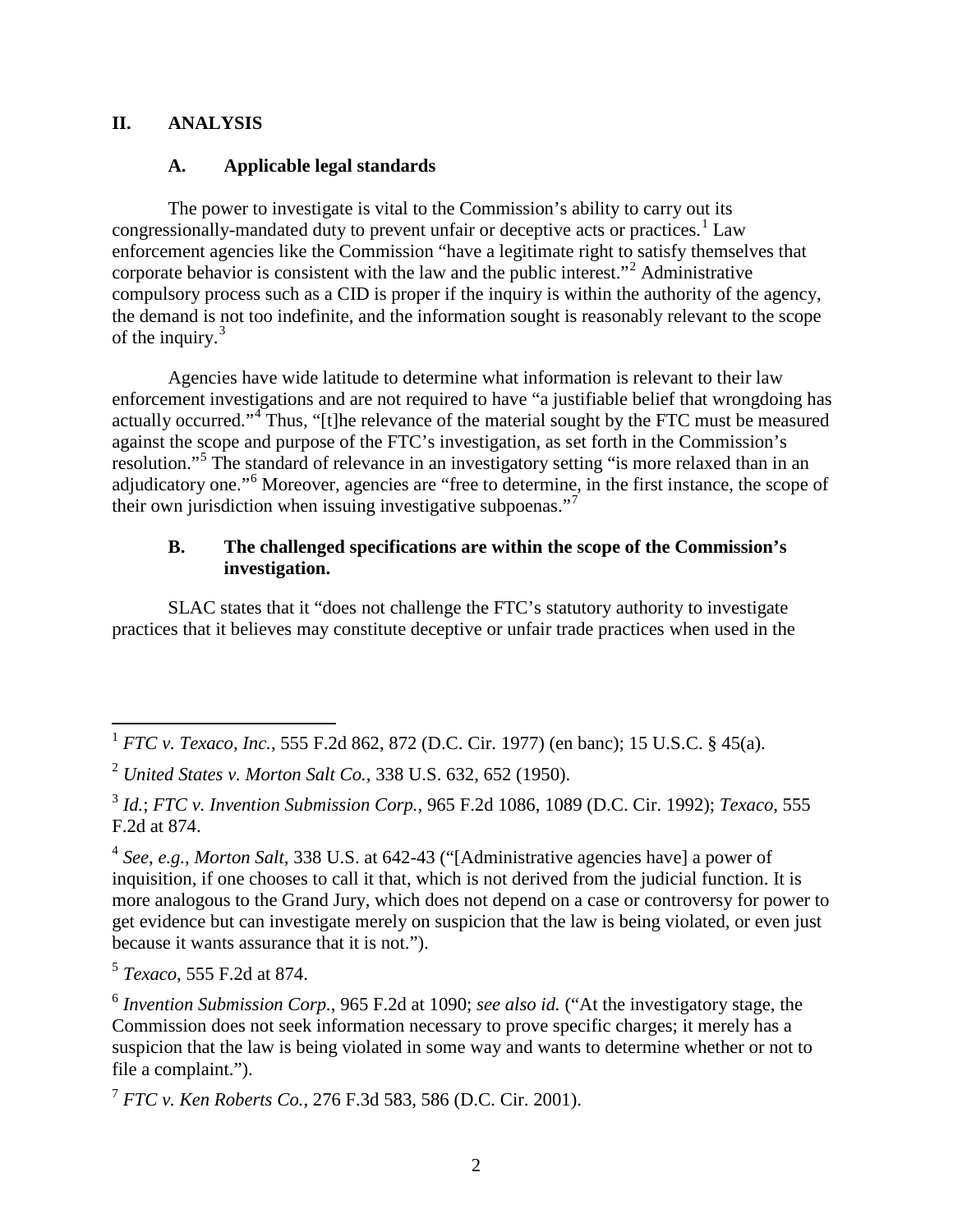## II. ANALYSIS

### A. Applicable legal standards

The power to investigate is vital to the Commission's ability to carry out its congressionally-mandated duty to prevent unfair or deceptive acts or practices.[1] Law enforcement agencies like the Commission "have a legitimate right to satisfy themselves that corporate behavior is consistent with the law and the public interest."[2] Administrative compulsory process such as a CID is proper if the inquiry is within the authority of the agency, the demand is not too indefinite, and the information sought is reasonably relevant to the scope of the inquiry.[3]

Agencies have wide latitude to determine what information is relevant to their law enforcement investigations and are not required to have "a justifiable belief that wrongdoing has actually occurred."[4] Thus, "[t]he relevance of the material sought by the FTC must be measured against the scope and purpose of the FTC's investigation, as set forth in the Commission's resolution."[5] The standard of relevance in an investigatory setting "is more relaxed than in an adjudicatory one."[6] Moreover, agencies are "free to determine, in the first instance, the scope of their own jurisdiction when issuing investigative subpoenas."[7]

### B. The challenged specifications are within the scope of the Commission's investigation.

SLAC states that it "does not challenge the FTC's statutory authority to investigate practices that it believes may constitute deceptive or unfair trade practices when used in the

---

[1] *FTC v. Texaco, Inc.*, 555 F.2d 862, 872 (D.C. Cir. 1977) (en banc); 15 U.S.C. § 45(a).

[2] *United States v. Morton Salt Co.*, 338 U.S. 632, 652 (1950).

[3] *Id.*; *FTC v. Invention Submission Corp.*, 965 F.2d 1086, 1089 (D.C. Cir. 1992); *Texaco*, 555 F.2d at 874.

[4] *See, e.g.*, *Morton Salt*, 338 U.S. at 642-43 ("[Administrative agencies have] a power of inquisition, if one chooses to call it that, which is not derived from the judicial function. It is more analogous to the Grand Jury, which does not depend on a case or controversy for power to get evidence but can investigate merely on suspicion that the law is being violated, or even just because it wants assurance that it is not.").

[5] *Texaco*, 555 F.2d at 874.

[6] *Invention Submission Corp.*, 965 F.2d at 1090; *see also id.* ("At the investigatory stage, the Commission does not seek information necessary to prove specific charges; it merely has a suspicion that the law is being violated in some way and wants to determine whether or not to file a complaint.").

[7] *FTC v. Ken Roberts Co.*, 276 F.3d 583, 586 (D.C. Cir. 2001).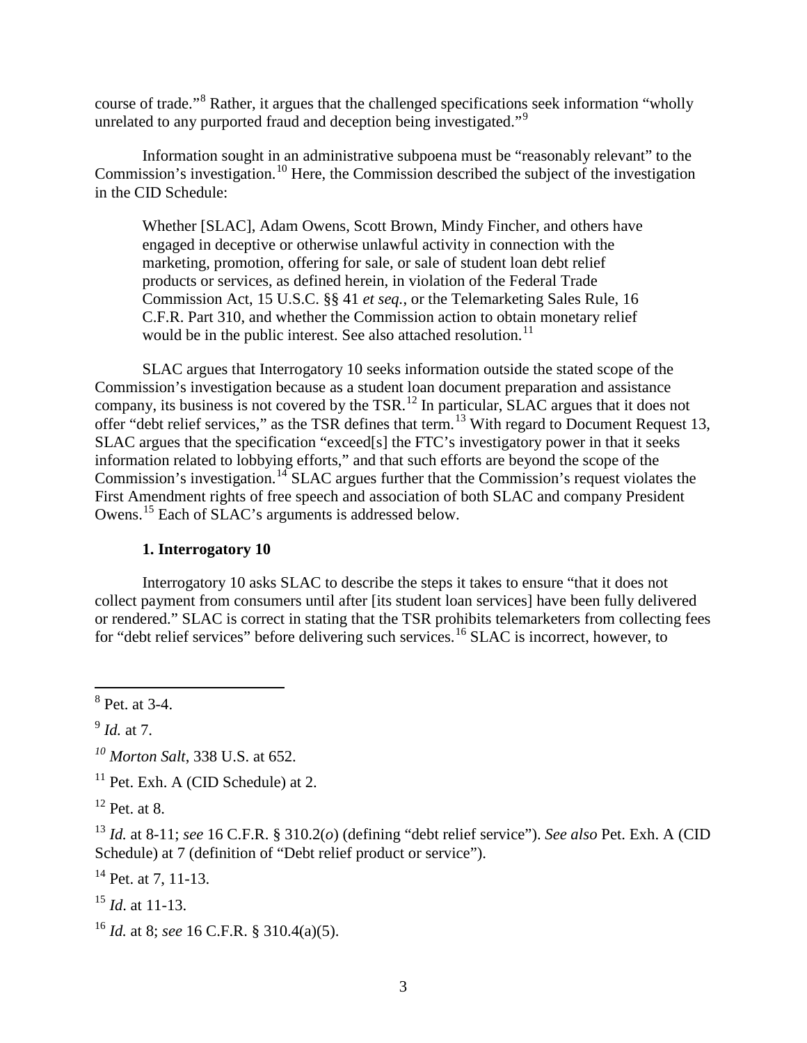course of trade."[8] Rather, it argues that the challenged specifications seek information "wholly unrelated to any purported fraud and deception being investigated."[9]

Information sought in an administrative subpoena must be "reasonably relevant" to the Commission's investigation.[10] Here, the Commission described the subject of the investigation in the CID Schedule:

> Whether [SLAC], Adam Owens, Scott Brown, Mindy Fincher, and others have engaged in deceptive or otherwise unlawful activity in connection with the marketing, promotion, offering for sale, or sale of student loan debt relief products or services, as defined herein, in violation of the Federal Trade Commission Act, 15 U.S.C. §§ 41 *et seq.*, or the Telemarketing Sales Rule, 16 C.F.R. Part 310, and whether the Commission action to obtain monetary relief would be in the public interest. See also attached resolution.[11]

SLAC argues that Interrogatory 10 seeks information outside the stated scope of the Commission's investigation because as a student loan document preparation and assistance company, its business is not covered by the TSR.[12] In particular, SLAC argues that it does not offer "debt relief services," as the TSR defines that term.[13] With regard to Document Request 13, SLAC argues that the specification "exceed[s] the FTC's investigatory power in that it seeks information related to lobbying efforts," and that such efforts are beyond the scope of the Commission's investigation.[14] SLAC argues further that the Commission's request violates the First Amendment rights of free speech and association of both SLAC and company President Owens.[15] Each of SLAC's arguments is addressed below.

### 1. Interrogatory 10

Interrogatory 10 asks SLAC to describe the steps it takes to ensure "that it does not collect payment from consumers until after [its student loan services] have been fully delivered or rendered." SLAC is correct in stating that the TSR prohibits telemarketers from collecting fees for "debt relief services" before delivering such services.[16] SLAC is incorrect, however, to

---

[8] Pet. at 3-4.

[9] *Id.* at 7.

[10] *Morton Salt*, 338 U.S. at 652.

[11] Pet. Exh. A (CID Schedule) at 2.

[12] Pet. at 8.

[13] *Id.* at 8-11; *see* 16 C.F.R. § 310.2(*o*) (defining "debt relief service"). *See also* Pet. Exh. A (CID Schedule) at 7 (definition of "Debt relief product or service").

[14] Pet. at 7, 11-13.

[15] *Id*. at 11-13.

[16] *Id.* at 8; *see* 16 C.F.R. § 310.4(a)(5).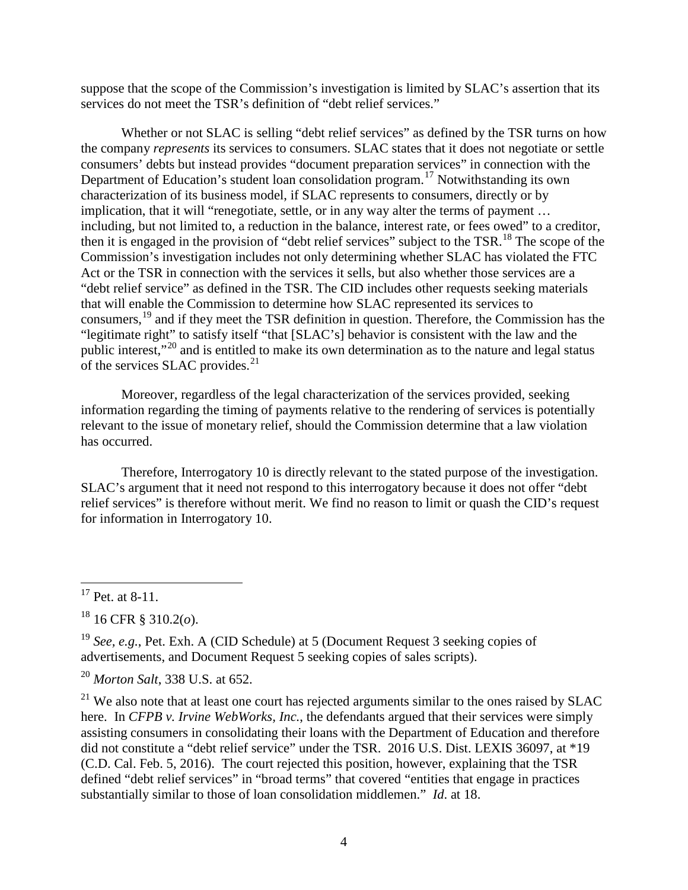suppose that the scope of the Commission's investigation is limited by SLAC's assertion that its services do not meet the TSR's definition of "debt relief services."

Whether or not SLAC is selling "debt relief services" as defined by the TSR turns on how the company *represents* its services to consumers. SLAC states that it does not negotiate or settle consumers' debts but instead provides "document preparation services" in connection with the Department of Education's student loan consolidation program.[17] Notwithstanding its own characterization of its business model, if SLAC represents to consumers, directly or by implication, that it will "renegotiate, settle, or in any way alter the terms of payment … including, but not limited to, a reduction in the balance, interest rate, or fees owed" to a creditor, then it is engaged in the provision of "debt relief services" subject to the TSR.[18] The scope of the Commission's investigation includes not only determining whether SLAC has violated the FTC Act or the TSR in connection with the services it sells, but also whether those services are a "debt relief service" as defined in the TSR. The CID includes other requests seeking materials that will enable the Commission to determine how SLAC represented its services to consumers,[19] and if they meet the TSR definition in question. Therefore, the Commission has the "legitimate right" to satisfy itself "that [SLAC's] behavior is consistent with the law and the public interest,"[20] and is entitled to make its own determination as to the nature and legal status of the services SLAC provides.[21]

Moreover, regardless of the legal characterization of the services provided, seeking information regarding the timing of payments relative to the rendering of services is potentially relevant to the issue of monetary relief, should the Commission determine that a law violation has occurred.

Therefore, Interrogatory 10 is directly relevant to the stated purpose of the investigation. SLAC's argument that it need not respond to this interrogatory because it does not offer "debt relief services" is therefore without merit. We find no reason to limit or quash the CID's request for information in Interrogatory 10.

---

[17] Pet. at 8-11.

[18] 16 CFR § 310.2(*o*).

[19] *See, e.g.*, Pet. Exh. A (CID Schedule) at 5 (Document Request 3 seeking copies of advertisements, and Document Request 5 seeking copies of sales scripts).

[20] *Morton Salt*, 338 U.S. at 652.

[21] We also note that at least one court has rejected arguments similar to the ones raised by SLAC here. In *CFPB v. Irvine WebWorks, Inc.*, the defendants argued that their services were simply assisting consumers in consolidating their loans with the Department of Education and therefore did not constitute a "debt relief service" under the TSR. 2016 U.S. Dist. LEXIS 36097, at *19 (C.D. Cal. Feb. 5, 2016). The court rejected this position, however, explaining that the TSR defined "debt relief services" in "broad terms" that covered "entities that engage in practices substantially similar to those of loan consolidation middlemen." *Id*. at 18.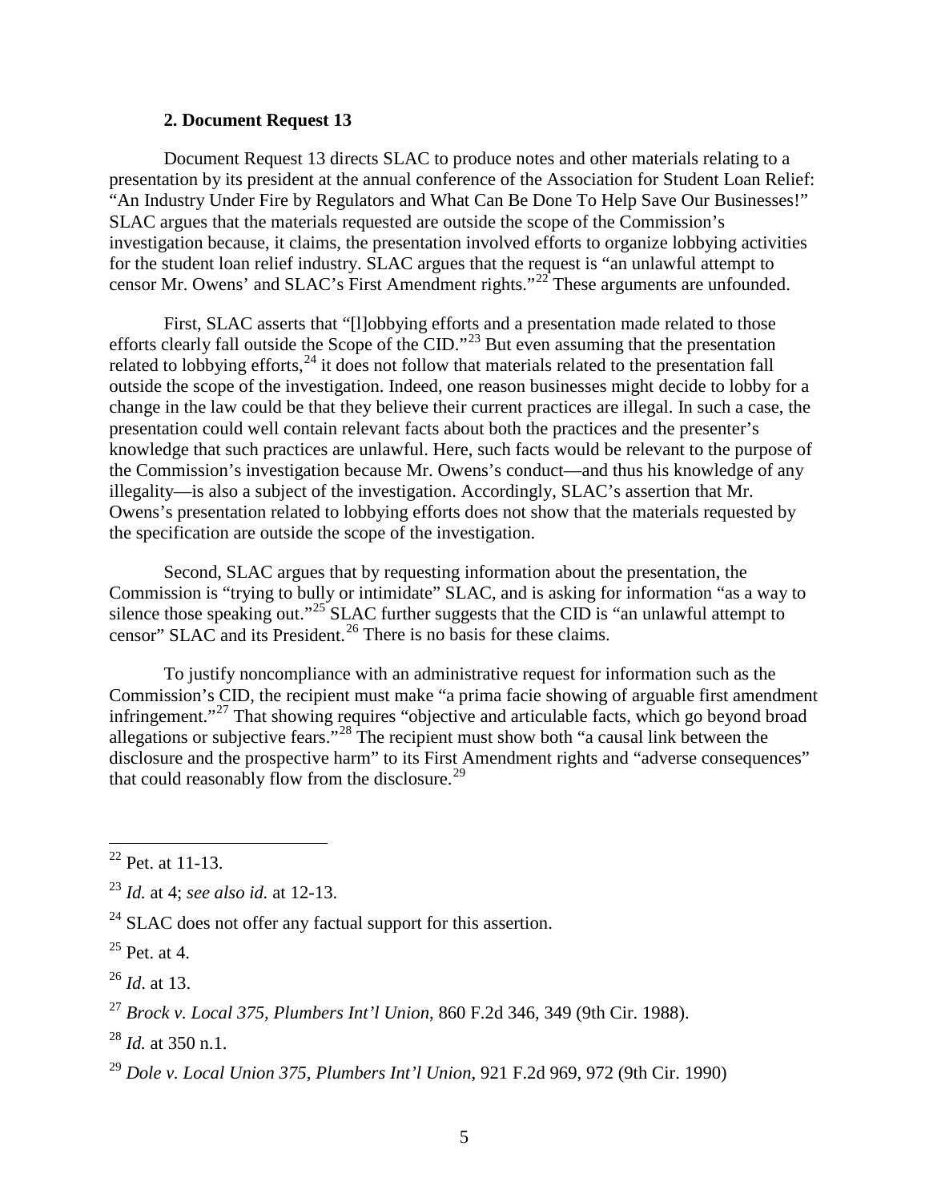### 2. Document Request 13

Document Request 13 directs SLAC to produce notes and other materials relating to a presentation by its president at the annual conference of the Association for Student Loan Relief: "An Industry Under Fire by Regulators and What Can Be Done To Help Save Our Businesses!" SLAC argues that the materials requested are outside the scope of the Commission's investigation because, it claims, the presentation involved efforts to organize lobbying activities for the student loan relief industry. SLAC argues that the request is "an unlawful attempt to censor Mr. Owens' and SLAC's First Amendment rights."[22] These arguments are unfounded.

First, SLAC asserts that "[l]obbying efforts and a presentation made related to those efforts clearly fall outside the Scope of the CID."[23] But even assuming that the presentation related to lobbying efforts,[24] it does not follow that materials related to the presentation fall outside the scope of the investigation. Indeed, one reason businesses might decide to lobby for a change in the law could be that they believe their current practices are illegal. In such a case, the presentation could well contain relevant facts about both the practices and the presenter's knowledge that such practices are unlawful. Here, such facts would be relevant to the purpose of the Commission's investigation because Mr. Owens's conduct—and thus his knowledge of any illegality—is also a subject of the investigation. Accordingly, SLAC's assertion that Mr. Owens's presentation related to lobbying efforts does not show that the materials requested by the specification are outside the scope of the investigation.

Second, SLAC argues that by requesting information about the presentation, the Commission is "trying to bully or intimidate" SLAC, and is asking for information "as a way to silence those speaking out."[25] SLAC further suggests that the CID is "an unlawful attempt to censor" SLAC and its President.[26] There is no basis for these claims.

To justify noncompliance with an administrative request for information such as the Commission's CID, the recipient must make "a prima facie showing of arguable first amendment infringement."[27] That showing requires "objective and articulable facts, which go beyond broad allegations or subjective fears."[28] The recipient must show both "a causal link between the disclosure and the prospective harm" to its First Amendment rights and "adverse consequences" that could reasonably flow from the disclosure.[29]

---

[22] Pet. at 11-13.

[23] *Id.* at 4; *see also id.* at 12-13.

[24] SLAC does not offer any factual support for this assertion.

[25] Pet. at 4.

[26] *Id*. at 13.

[27] *Brock v. Local 375, Plumbers Int'l Union*, 860 F.2d 346, 349 (9th Cir. 1988).

[28] *Id.* at 350 n.1.

[29] *Dole v. Local Union 375, Plumbers Int'l Union*, 921 F.2d 969, 972 (9th Cir. 1990)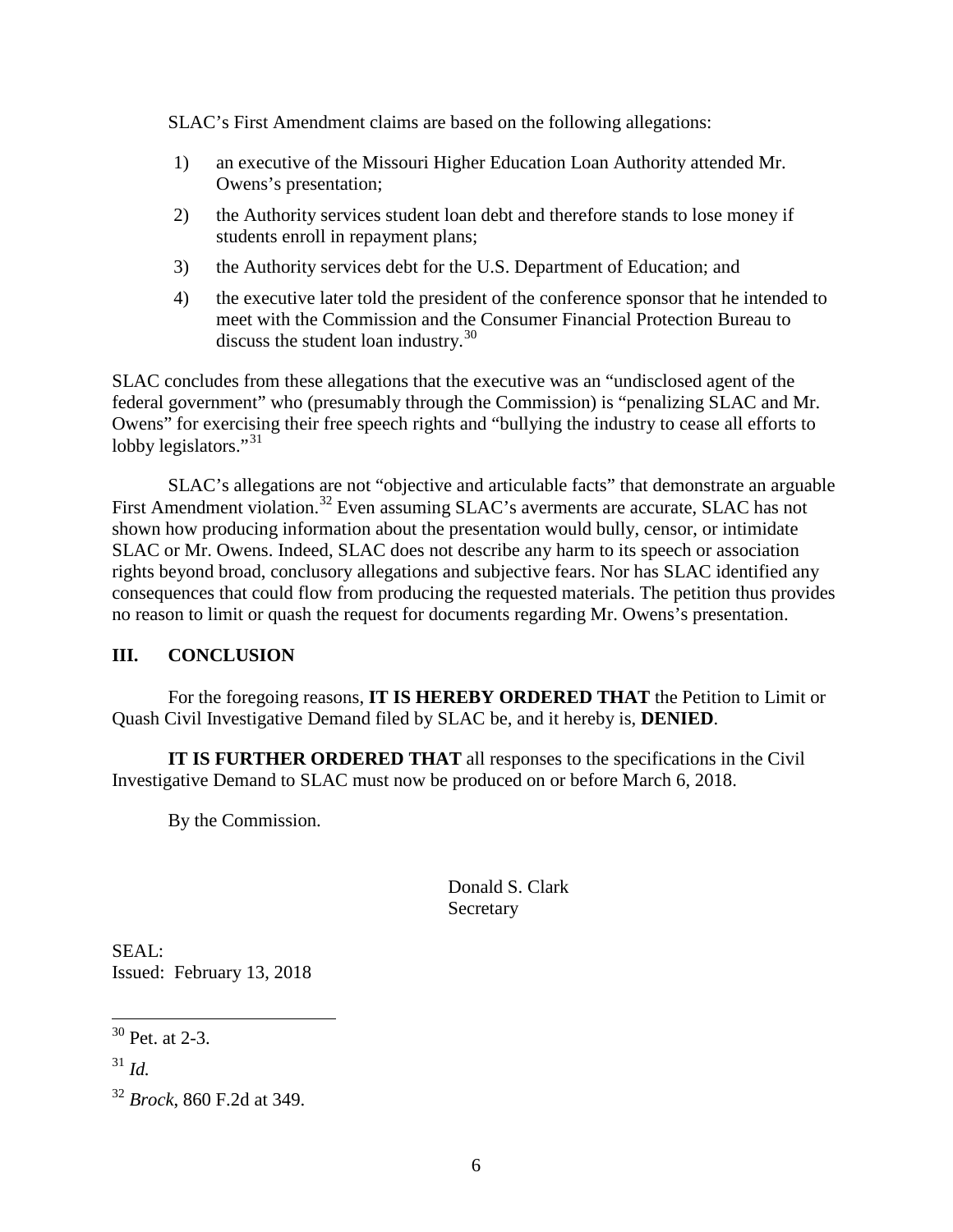SLAC's First Amendment claims are based on the following allegations:

1) an executive of the Missouri Higher Education Loan Authority attended Mr. Owens's presentation;
2) the Authority services student loan debt and therefore stands to lose money if students enroll in repayment plans;
3) the Authority services debt for the U.S. Department of Education; and
4) the executive later told the president of the conference sponsor that he intended to meet with the Commission and the Consumer Financial Protection Bureau to discuss the student loan industry.[30]

SLAC concludes from these allegations that the executive was an "undisclosed agent of the federal government" who (presumably through the Commission) is "penalizing SLAC and Mr. Owens" for exercising their free speech rights and "bullying the industry to cease all efforts to lobby legislators."[31]

SLAC's allegations are not "objective and articulable facts" that demonstrate an arguable First Amendment violation.[32] Even assuming SLAC's averments are accurate, SLAC has not shown how producing information about the presentation would bully, censor, or intimidate SLAC or Mr. Owens. Indeed, SLAC does not describe any harm to its speech or association rights beyond broad, conclusory allegations and subjective fears. Nor has SLAC identified any consequences that could flow from producing the requested materials. The petition thus provides no reason to limit or quash the request for documents regarding Mr. Owens's presentation.

## III. CONCLUSION

For the foregoing reasons, **IT IS HEREBY ORDERED THAT** the Petition to Limit or Quash Civil Investigative Demand filed by SLAC be, and it hereby is, **DENIED**.

**IT IS FURTHER ORDERED THAT** all responses to the specifications in the Civil Investigative Demand to SLAC must now be produced on or before March 6, 2018.

By the Commission.

Donald S. Clark
Secretary

SEAL:
Issued: February 13, 2018

---

[30] Pet. at 2-3.

[31] *Id.*

[32] *Brock*, 860 F.2d at 349.